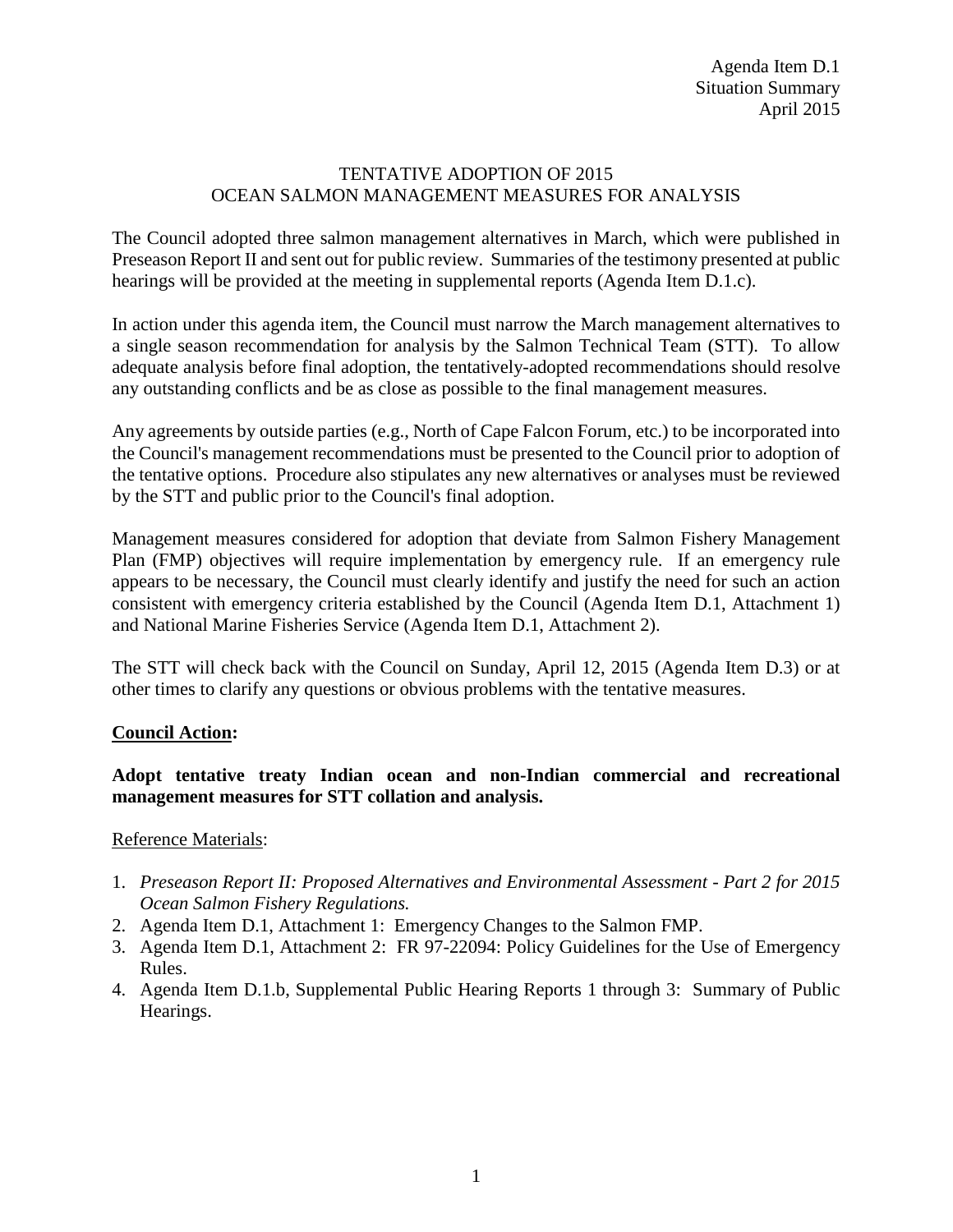Agenda Item D.1
Situation Summary
April 2015

# TENTATIVE ADOPTION OF 2015 OCEAN SALMON MANAGEMENT MEASURES FOR ANALYSIS

The Council adopted three salmon management alternatives in March, which were published in Preseason Report II and sent out for public review. Summaries of the testimony presented at public hearings will be provided at the meeting in supplemental reports (Agenda Item D.1.c).

In action under this agenda item, the Council must narrow the March management alternatives to a single season recommendation for analysis by the Salmon Technical Team (STT). To allow adequate analysis before final adoption, the tentatively-adopted recommendations should resolve any outstanding conflicts and be as close as possible to the final management measures.

Any agreements by outside parties (e.g., North of Cape Falcon Forum, etc.) to be incorporated into the Council's management recommendations must be presented to the Council prior to adoption of the tentative options. Procedure also stipulates any new alternatives or analyses must be reviewed by the STT and public prior to the Council's final adoption.

Management measures considered for adoption that deviate from Salmon Fishery Management Plan (FMP) objectives will require implementation by emergency rule. If an emergency rule appears to be necessary, the Council must clearly identify and justify the need for such an action consistent with emergency criteria established by the Council (Agenda Item D.1, Attachment 1) and National Marine Fisheries Service (Agenda Item D.1, Attachment 2).

The STT will check back with the Council on Sunday, April 12, 2015 (Agenda Item D.3) or at other times to clarify any questions or obvious problems with the tentative measures.

## Council Action:

**Adopt tentative treaty Indian ocean and non-Indian commercial and recreational management measures for STT collation and analysis.**

Reference Materials:

1. *Preseason Report II: Proposed Alternatives and Environmental Assessment - Part 2 for 2015 Ocean Salmon Fishery Regulations.*
2. Agenda Item D.1, Attachment 1: Emergency Changes to the Salmon FMP.
3. Agenda Item D.1, Attachment 2: FR 97-22094: Policy Guidelines for the Use of Emergency Rules.
4. Agenda Item D.1.b, Supplemental Public Hearing Reports 1 through 3: Summary of Public Hearings.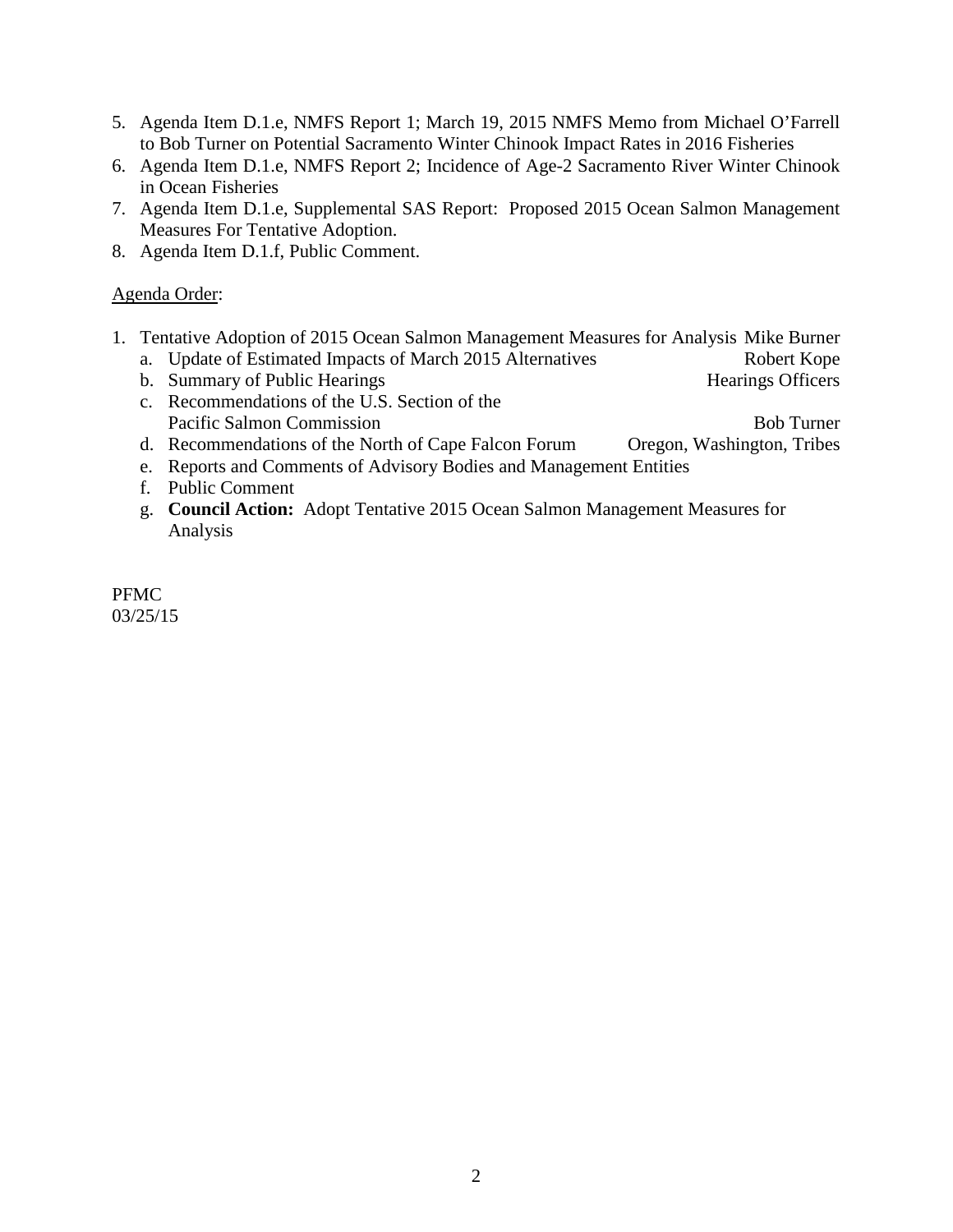5. Agenda Item D.1.e, NMFS Report 1; March 19, 2015 NMFS Memo from Michael O'Farrell to Bob Turner on Potential Sacramento Winter Chinook Impact Rates in 2016 Fisheries
6. Agenda Item D.1.e, NMFS Report 2; Incidence of Age-2 Sacramento River Winter Chinook in Ocean Fisheries
7. Agenda Item D.1.e, Supplemental SAS Report: Proposed 2015 Ocean Salmon Management Measures For Tentative Adoption.
8. Agenda Item D.1.f, Public Comment.

<u>Agenda Order</u>:

1. Tentative Adoption of 2015 Ocean Salmon Management Measures for Analysis Mike Burner
   a. Update of Estimated Impacts of March 2015 Alternatives Robert Kope
   b. Summary of Public Hearings Hearings Officers
   c. Recommendations of the U.S. Section of the Pacific Salmon Commission Bob Turner
   d. Recommendations of the North of Cape Falcon Forum Oregon, Washington, Tribes
   e. Reports and Comments of Advisory Bodies and Management Entities
   f. Public Comment
   g. **Council Action:** Adopt Tentative 2015 Ocean Salmon Management Measures for Analysis

PFMC
03/25/15